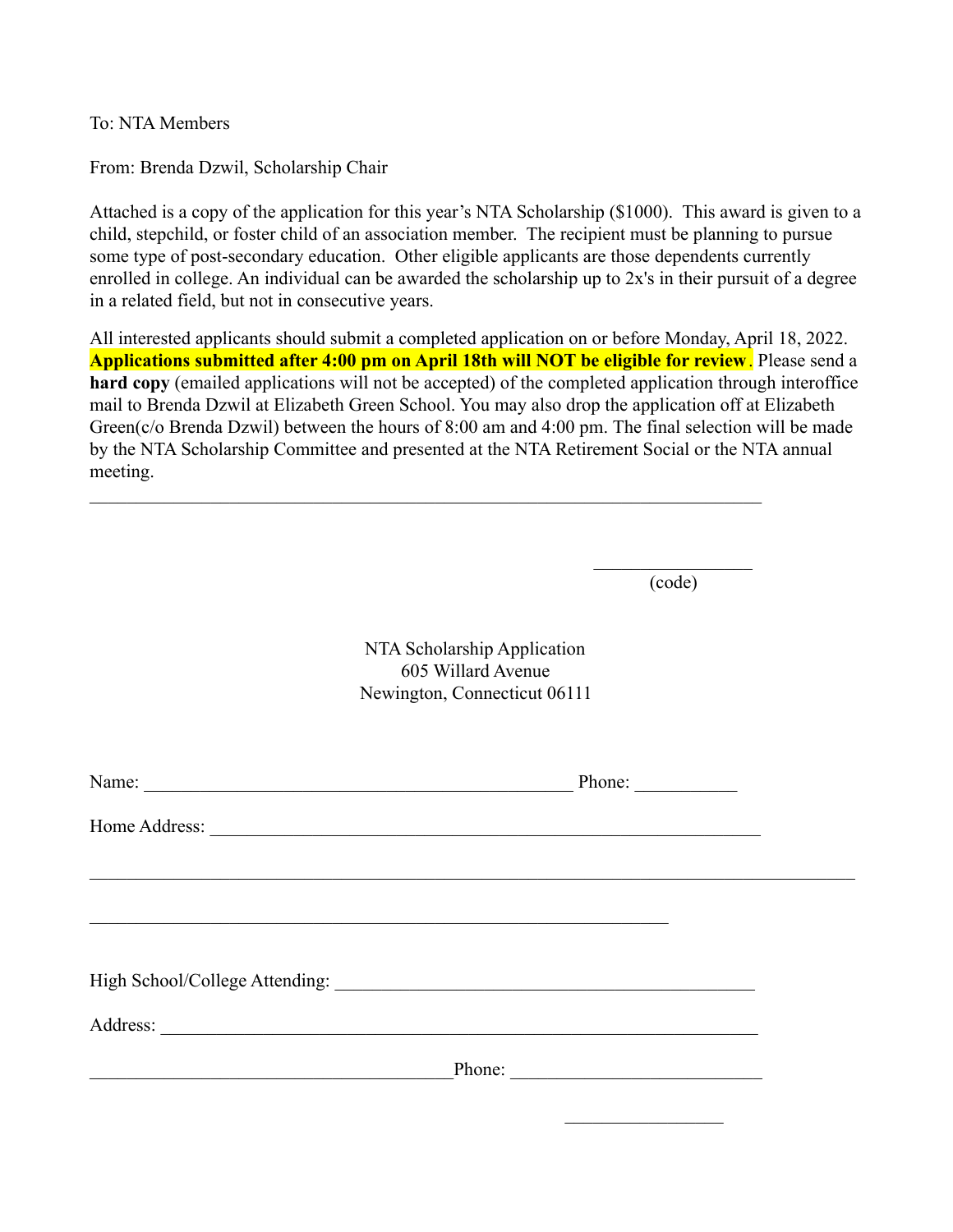To: NTA Members

From: Brenda Dzwil, Scholarship Chair

Attached is a copy of the application for this year's NTA Scholarship ($1000). This award is given to a child, stepchild, or foster child of an association member. The recipient must be planning to pursue some type of post-secondary education. Other eligible applicants are those dependents currently enrolled in college. An individual can be awarded the scholarship up to 2x's in their pursuit of a degree in a related field, but not in consecutive years.

All interested applicants should submit a completed application on or before Monday, April 18, 2022. **Applications submitted after 4:00 pm on April 18th will NOT be eligible for review**. Please send a **hard copy** (emailed applications will not be accepted) of the completed application through interoffice mail to Brenda Dzwil at Elizabeth Green School. You may also drop the application off at Elizabeth Green(c/o Brenda Dzwil) between the hours of 8:00 am and 4:00 pm. The final selection will be made by the NTA Scholarship Committee and presented at the NTA Retirement Social or the NTA annual meeting.

---

_________________ (code)

NTA Scholarship Application
605 Willard Avenue
Newington, Connecticut 06111

Name: _______________________________________________ Phone: ___________

Home Address: ____________________________________________________________

____________________________________________________________________________________

_________________________________________________________________

High School/College Attending: _______________________________________________

Address: __________________________________________________________________

________________________________________Phone: ___________________________

_________________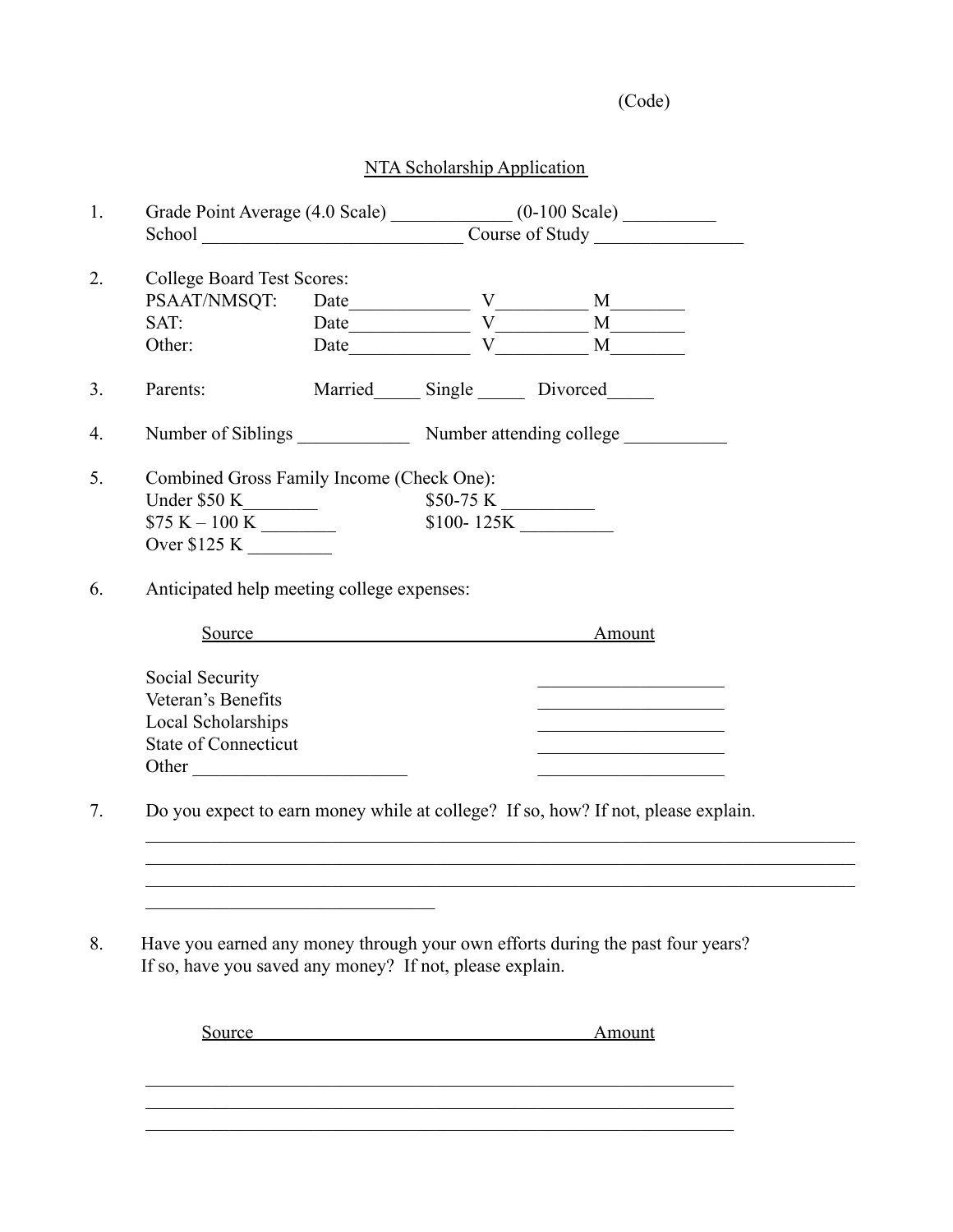(Code)

## NTA Scholarship Application

1. Grade Point Average (4.0 Scale) _____________ (0-100 Scale) __________
   School ____________________________ Course of Study ________________

2. College Board Test Scores:
   PSAAT/NMSQT: Date_____________ V__________ M________
   SAT: Date_____________ V__________ M________
   Other: Date_____________ V__________ M________

3. Parents: Married_____ Single _____ Divorced_____

4. Number of Siblings ____________ Number attending college ___________

5. Combined Gross Family Income (Check One):
   Under $50 K________ $50-75 K __________
   $75 K – 100 K ________ $100- 125K __________
   Over $125 K _________

6. Anticipated help meeting college expenses:

   | Source | Amount |
   |---|---|
   | Social Security | ____________________ |
   | Veteran's Benefits | ____________________ |
   | Local Scholarships | ____________________ |
   | State of Connecticut | ____________________ |
   | Other ______________________ | ____________________ |

7. Do you expect to earn money while at college? If so, how? If not, please explain.

   ______________________________________________________________________________
   ______________________________________________________________________________
   ______________________________________________________________________________
   ______________________________

8. Have you earned any money through your own efforts during the past four years? If so, have you saved any money? If not, please explain.

   | Source | Amount |
   |---|---|
   | | |
   | | |
   | | |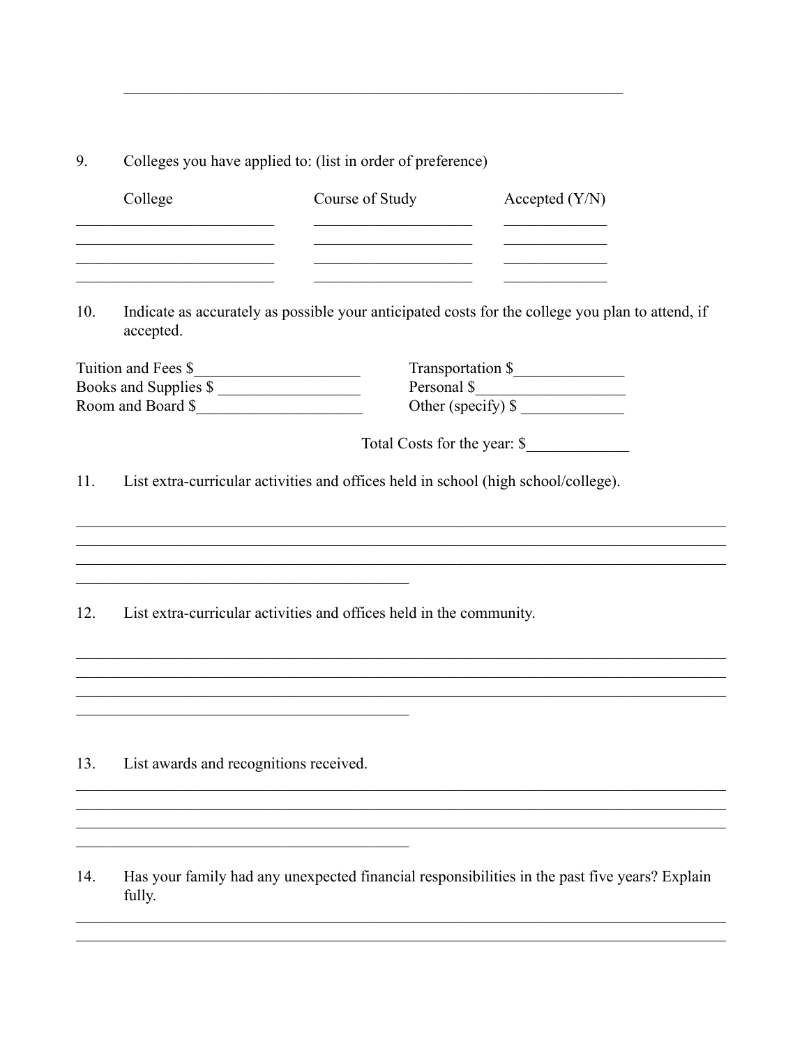________________________________________________________________

9. Colleges you have applied to: (list in order of preference)

| College | Course of Study | Accepted (Y/N) |
|---|---|---|
| | | |
| | | |
| | | |
| | | |

10. Indicate as accurately as possible your anticipated costs for the college you plan to attend, if accepted.

Tuition and Fees $____________________

Books and Supplies $ __________________

Room and Board $_____________________

Transportation $______________

Personal $___________________

Other (specify) $ _____________

Total Costs for the year: $_____________

11. List extra-curricular activities and offices held in school (high school/college).

____________________________________________________________________________________
____________________________________________________________________________________
____________________________________________________________________________________
__________________________________________

12. List extra-curricular activities and offices held in the community.

____________________________________________________________________________________
____________________________________________________________________________________
____________________________________________________________________________________
__________________________________________

13. List awards and recognitions received.

____________________________________________________________________________________
____________________________________________________________________________________
____________________________________________________________________________________
__________________________________________

14. Has your family had any unexpected financial responsibilities in the past five years? Explain fully.

____________________________________________________________________________________
____________________________________________________________________________________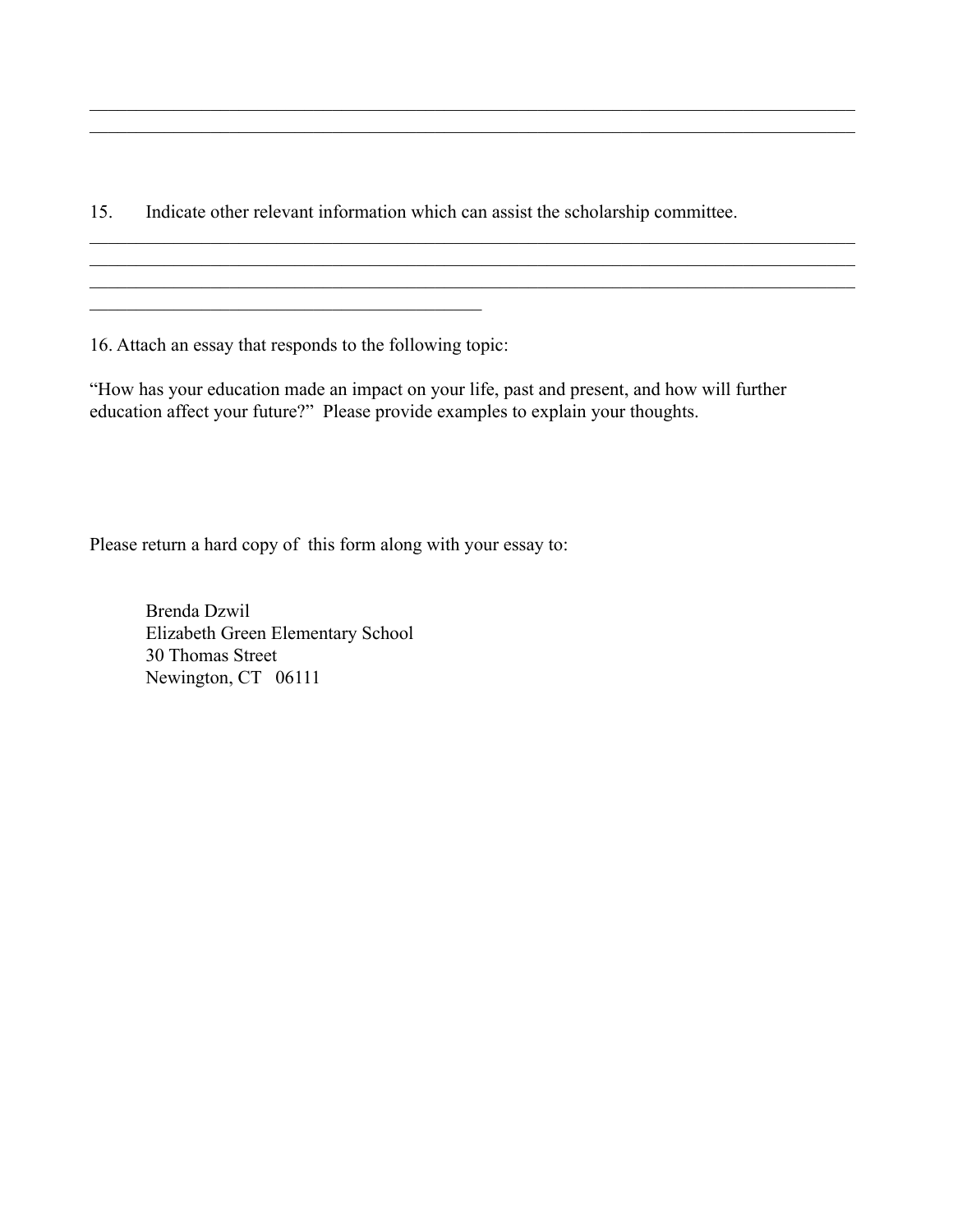\_\_\_\_\_\_\_\_\_\_\_\_\_\_\_\_\_\_\_\_\_\_\_\_\_\_\_\_\_\_\_\_\_\_\_\_\_\_\_\_\_\_\_\_\_\_\_\_\_\_\_\_\_\_\_\_\_\_\_\_\_\_\_\_\_\_\_\_\_\_\_\_\_\_\_\_\_\_
\_\_\_\_\_\_\_\_\_\_\_\_\_\_\_\_\_\_\_\_\_\_\_\_\_\_\_\_\_\_\_\_\_\_\_\_\_\_\_\_\_\_\_\_\_\_\_\_\_\_\_\_\_\_\_\_\_\_\_\_\_\_\_\_\_\_\_\_\_\_\_\_\_\_\_\_\_\_

15. Indicate other relevant information which can assist the scholarship committee.

\_\_\_\_\_\_\_\_\_\_\_\_\_\_\_\_\_\_\_\_\_\_\_\_\_\_\_\_\_\_\_\_\_\_\_\_\_\_\_\_\_\_\_\_\_\_\_\_\_\_\_\_\_\_\_\_\_\_\_\_\_\_\_\_\_\_\_\_\_\_\_\_\_\_\_\_\_\_
\_\_\_\_\_\_\_\_\_\_\_\_\_\_\_\_\_\_\_\_\_\_\_\_\_\_\_\_\_\_\_\_\_\_\_\_\_\_\_\_\_\_\_\_\_\_\_\_\_\_\_\_\_\_\_\_\_\_\_\_\_\_\_\_\_\_\_\_\_\_\_\_\_\_\_\_\_\_
\_\_\_\_\_\_\_\_\_\_\_\_\_\_\_\_\_\_\_\_\_\_\_\_\_\_\_\_\_\_\_\_\_\_\_\_\_\_\_\_\_\_\_\_\_\_\_\_\_\_\_\_\_\_\_\_\_\_\_\_\_\_\_\_\_\_\_\_\_\_\_\_\_\_\_\_\_\_
\_\_\_\_\_\_\_\_\_\_\_\_\_\_\_\_\_\_\_\_\_\_\_\_\_\_\_\_\_\_\_\_\_\_\_\_\_\_\_\_\_\_\_\_

16. Attach an essay that responds to the following topic:

"How has your education made an impact on your life, past and present, and how will further education affect your future?" Please provide examples to explain your thoughts.

Please return a hard copy of this form along with your essay to:

Brenda Dzwil
Elizabeth Green Elementary School
30 Thomas Street
Newington, CT 06111